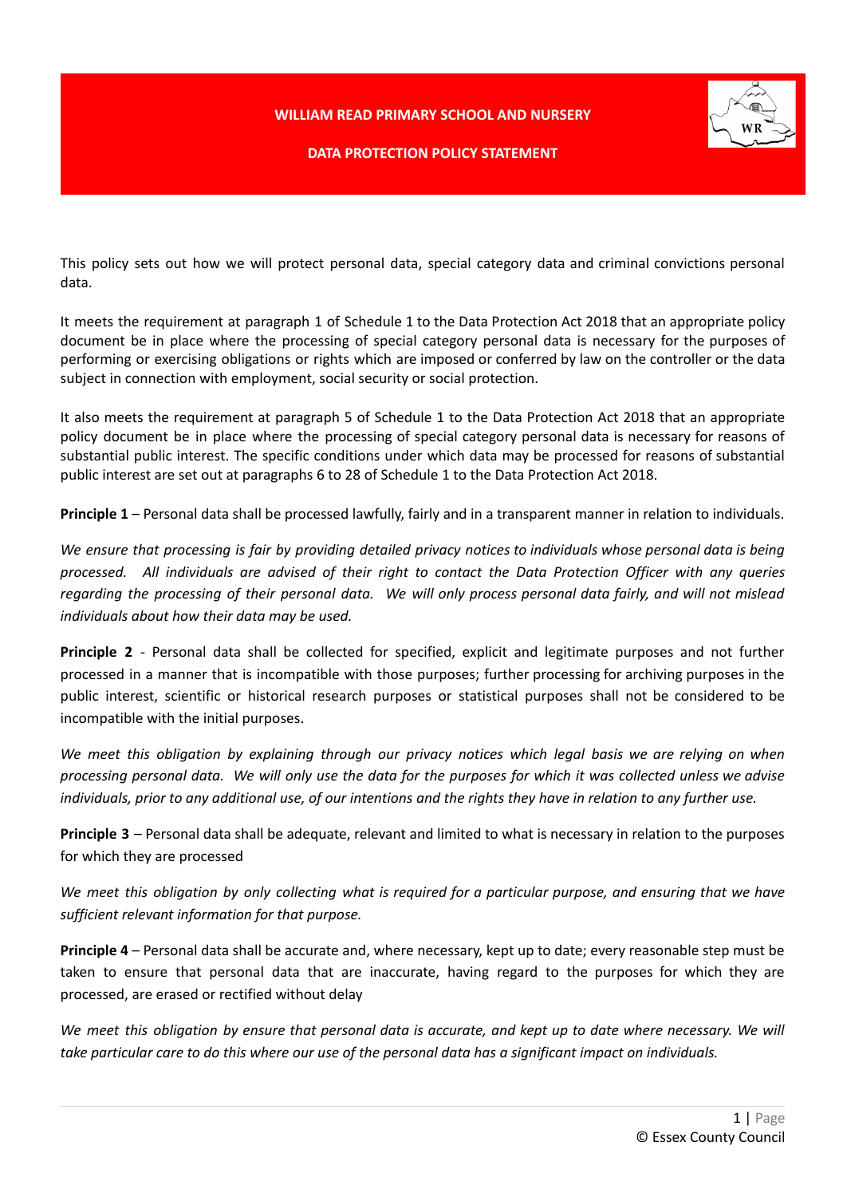# WILLIAM READ PRIMARY SCHOOL AND NURSERY

## DATA PROTECTION POLICY STATEMENT

This policy sets out how we will protect personal data, special category data and criminal convictions personal data.

It meets the requirement at paragraph 1 of Schedule 1 to the Data Protection Act 2018 that an appropriate policy document be in place where the processing of special category personal data is necessary for the purposes of performing or exercising obligations or rights which are imposed or conferred by law on the controller or the data subject in connection with employment, social security or social protection.

It also meets the requirement at paragraph 5 of Schedule 1 to the Data Protection Act 2018 that an appropriate policy document be in place where the processing of special category personal data is necessary for reasons of substantial public interest. The specific conditions under which data may be processed for reasons of substantial public interest are set out at paragraphs 6 to 28 of Schedule 1 to the Data Protection Act 2018.

**Principle 1** – Personal data shall be processed lawfully, fairly and in a transparent manner in relation to individuals.

*We ensure that processing is fair by providing detailed privacy notices to individuals whose personal data is being processed. All individuals are advised of their right to contact the Data Protection Officer with any queries regarding the processing of their personal data. We will only process personal data fairly, and will not mislead individuals about how their data may be used.*

**Principle 2** - Personal data shall be collected for specified, explicit and legitimate purposes and not further processed in a manner that is incompatible with those purposes; further processing for archiving purposes in the public interest, scientific or historical research purposes or statistical purposes shall not be considered to be incompatible with the initial purposes.

*We meet this obligation by explaining through our privacy notices which legal basis we are relying on when processing personal data. We will only use the data for the purposes for which it was collected unless we advise individuals, prior to any additional use, of our intentions and the rights they have in relation to any further use.*

**Principle 3** – Personal data shall be adequate, relevant and limited to what is necessary in relation to the purposes for which they are processed

*We meet this obligation by only collecting what is required for a particular purpose, and ensuring that we have sufficient relevant information for that purpose.*

**Principle 4** – Personal data shall be accurate and, where necessary, kept up to date; every reasonable step must be taken to ensure that personal data that are inaccurate, having regard to the purposes for which they are processed, are erased or rectified without delay

*We meet this obligation by ensure that personal data is accurate, and kept up to date where necessary. We will take particular care to do this where our use of the personal data has a significant impact on individuals.*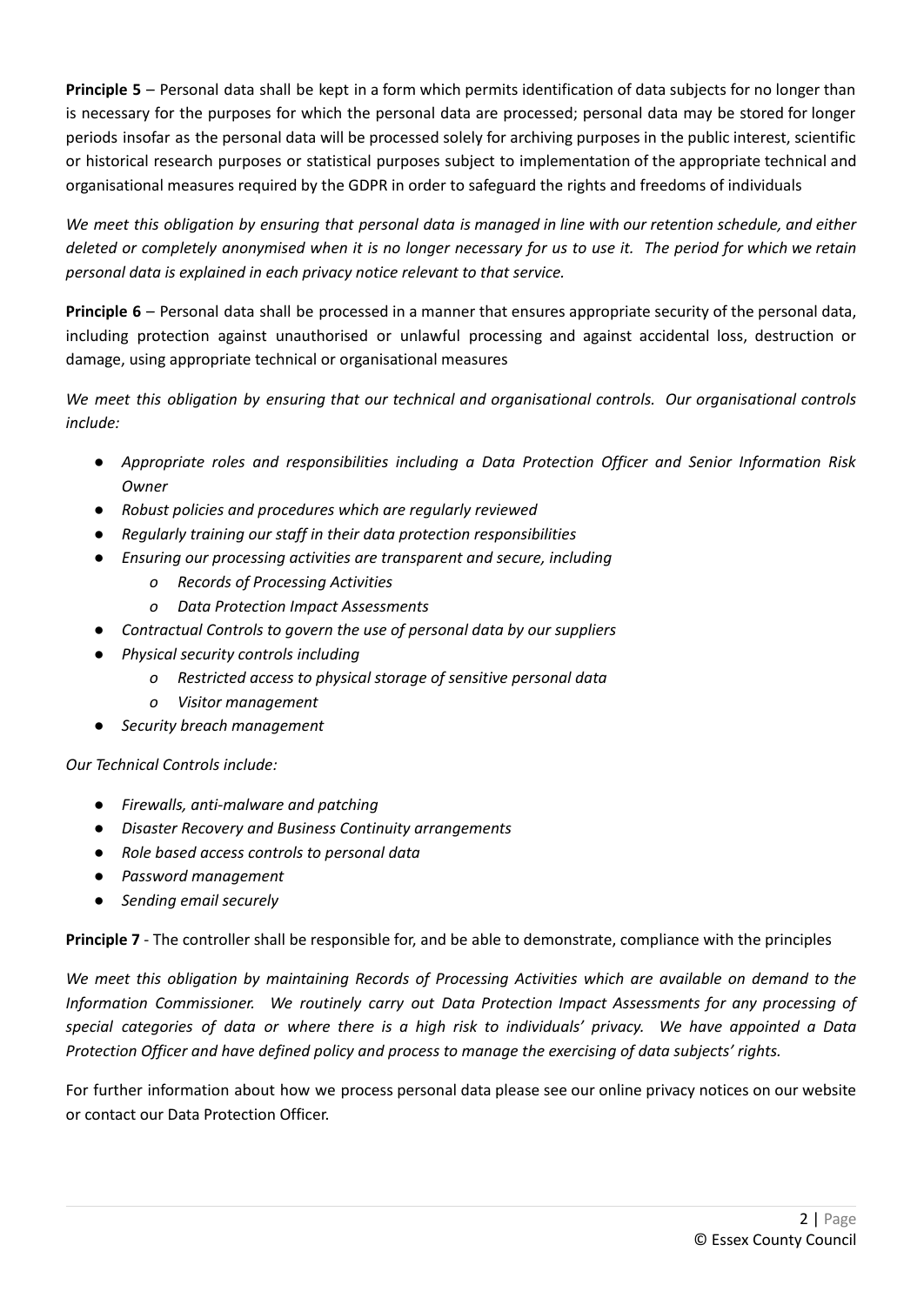**Principle 5** – Personal data shall be kept in a form which permits identification of data subjects for no longer than is necessary for the purposes for which the personal data are processed; personal data may be stored for longer periods insofar as the personal data will be processed solely for archiving purposes in the public interest, scientific or historical research purposes or statistical purposes subject to implementation of the appropriate technical and organisational measures required by the GDPR in order to safeguard the rights and freedoms of individuals

*We meet this obligation by ensuring that personal data is managed in line with our retention schedule, and either deleted or completely anonymised when it is no longer necessary for us to use it. The period for which we retain personal data is explained in each privacy notice relevant to that service.*

**Principle 6** – Personal data shall be processed in a manner that ensures appropriate security of the personal data, including protection against unauthorised or unlawful processing and against accidental loss, destruction or damage, using appropriate technical or organisational measures

*We meet this obligation by ensuring that our technical and organisational controls. Our organisational controls include:*

- *Appropriate roles and responsibilities including a Data Protection Officer and Senior Information Risk Owner*
- *Robust policies and procedures which are regularly reviewed*
- *Regularly training our staff in their data protection responsibilities*
- *Ensuring our processing activities are transparent and secure, including*
    - *Records of Processing Activities*
    - *Data Protection Impact Assessments*
- *Contractual Controls to govern the use of personal data by our suppliers*
- *Physical security controls including*
    - *Restricted access to physical storage of sensitive personal data*
    - *Visitor management*
- *Security breach management*

*Our Technical Controls include:*

- *Firewalls, anti-malware and patching*
- *Disaster Recovery and Business Continuity arrangements*
- *Role based access controls to personal data*
- *Password management*
- *Sending email securely*

**Principle 7** - The controller shall be responsible for, and be able to demonstrate, compliance with the principles

*We meet this obligation by maintaining Records of Processing Activities which are available on demand to the Information Commissioner. We routinely carry out Data Protection Impact Assessments for any processing of special categories of data or where there is a high risk to individuals' privacy. We have appointed a Data Protection Officer and have defined policy and process to manage the exercising of data subjects' rights.*

For further information about how we process personal data please see our online privacy notices on our website or contact our Data Protection Officer.